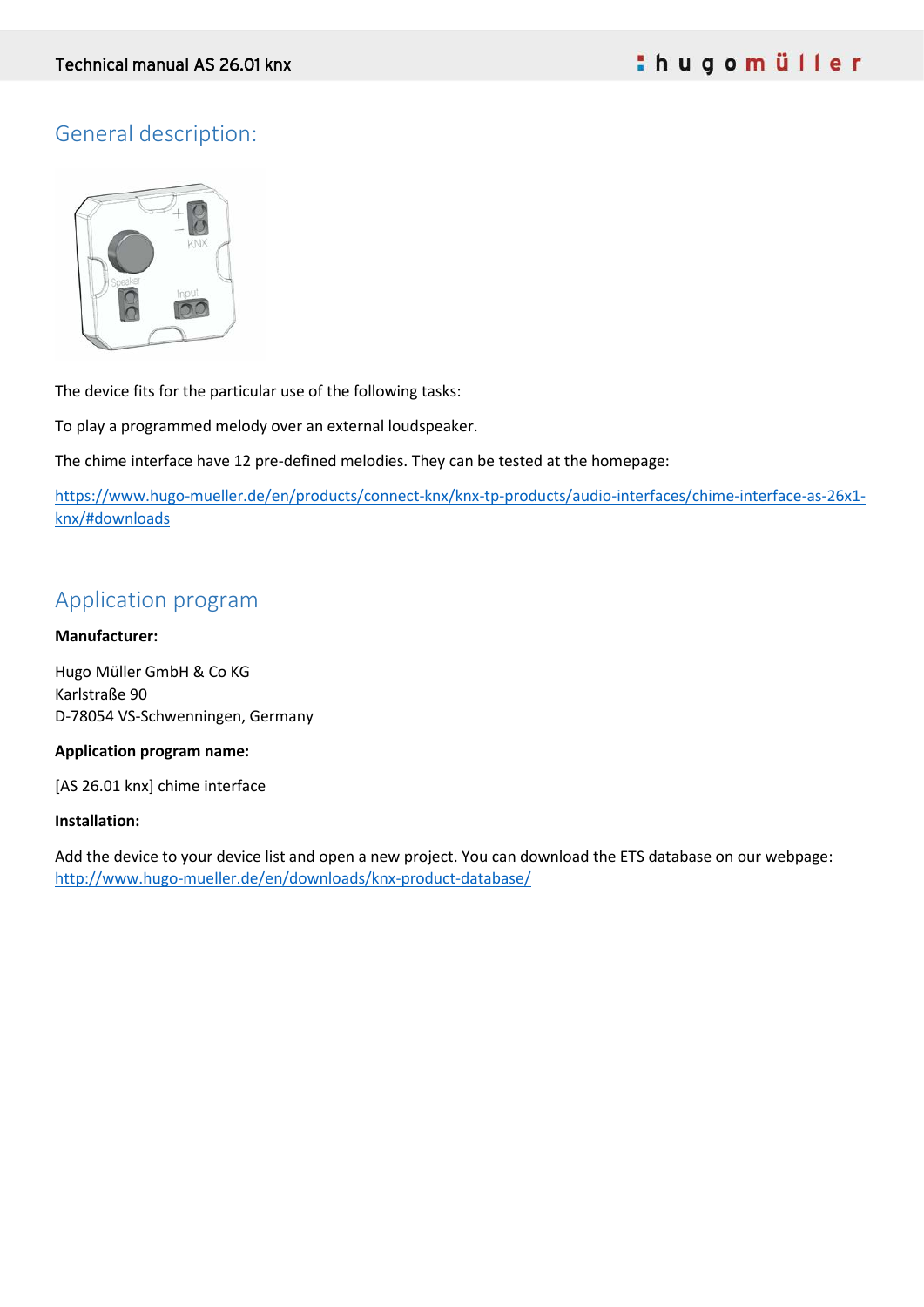## General description:

The device fits for the particular use of the following tasks:

To play a programmed melody over an external loudspeaker.

The chime interface have 12 pre-defined melodies. They can be tested at the homepage:

https://www.hugo-mueller.de/en/products/connect-knx/knx-tp-products/audio-interfaces/chime-interface-as-26x1-knx/#downloads

## Application program

**Manufacturer:**

Hugo Müller GmbH & Co KG
Karlstraße 90
D-78054 VS-Schwenningen, Germany

**Application program name:**

[AS 26.01 knx] chime interface

**Installation:**

Add the device to your device list and open a new project. You can download the ETS database on our webpage: http://www.hugo-mueller.de/en/downloads/knx-product-database/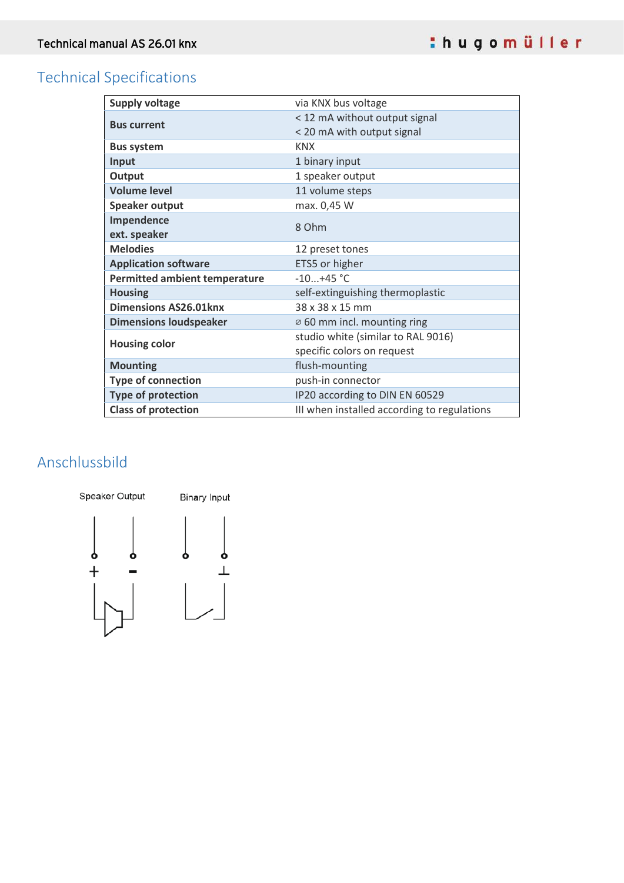## Technical Specifications

| | |
|---|---|
| **Supply voltage** | via KNX bus voltage |
| **Bus current** | < 12 mA without output signal<br>< 20 mA with output signal |
| **Bus system** | KNX |
| **Input** | 1 binary input |
| **Output** | 1 speaker output |
| **Volume level** | 11 volume steps |
| **Speaker output** | max. 0,45 W |
| **Impendence ext. speaker** | 8 Ohm |
| **Melodies** | 12 preset tones |
| **Application software** | ETS5 or higher |
| **Permitted ambient temperature** | -10...+45 °C |
| **Housing** | self-extinguishing thermoplastic |
| **Dimensions AS26.01knx** | 38 x 38 x 15 mm |
| **Dimensions loudspeaker** | ⌀ 60 mm incl. mounting ring |
| **Housing color** | studio white (similar to RAL 9016)<br>specific colors on request |
| **Mounting** | flush-mounting |
| **Type of connection** | push-in connector |
| **Type of protection** | IP20 according to DIN EN 60529 |
| **Class of protection** | III when installed according to regulations |

## Anschlussbild

Speaker Output

\+ −

Binary Input

⊥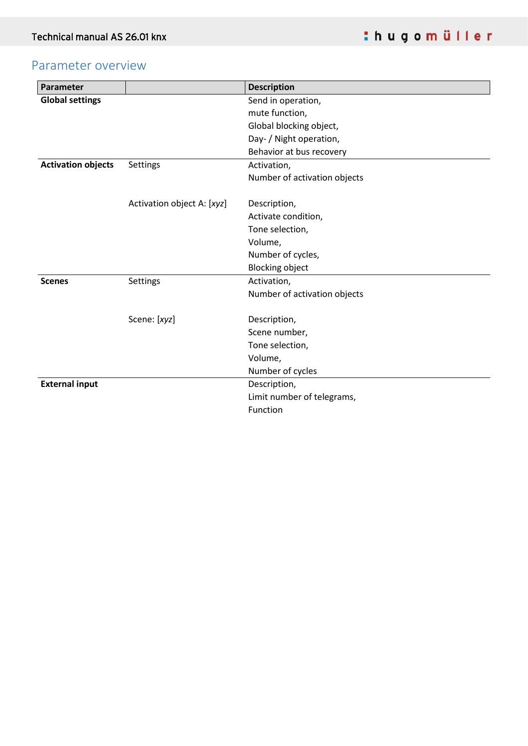## Parameter overview

| Parameter | | Description |
|---|---|---|
| **Global settings** | | Send in operation,<br>mute function,<br>Global blocking object,<br>Day- / Night operation,<br>Behavior at bus recovery |
| **Activation objects** | Settings | Activation,<br>Number of activation objects |
| | Activation object A: [*xyz*] | Description,<br>Activate condition,<br>Tone selection,<br>Volume,<br>Number of cycles,<br>Blocking object |
| **Scenes** | Settings | Activation,<br>Number of activation objects |
| | Scene: [*xyz*] | Description,<br>Scene number,<br>Tone selection,<br>Volume,<br>Number of cycles |
| **External input** | | Description,<br>Limit number of telegrams,<br>Function |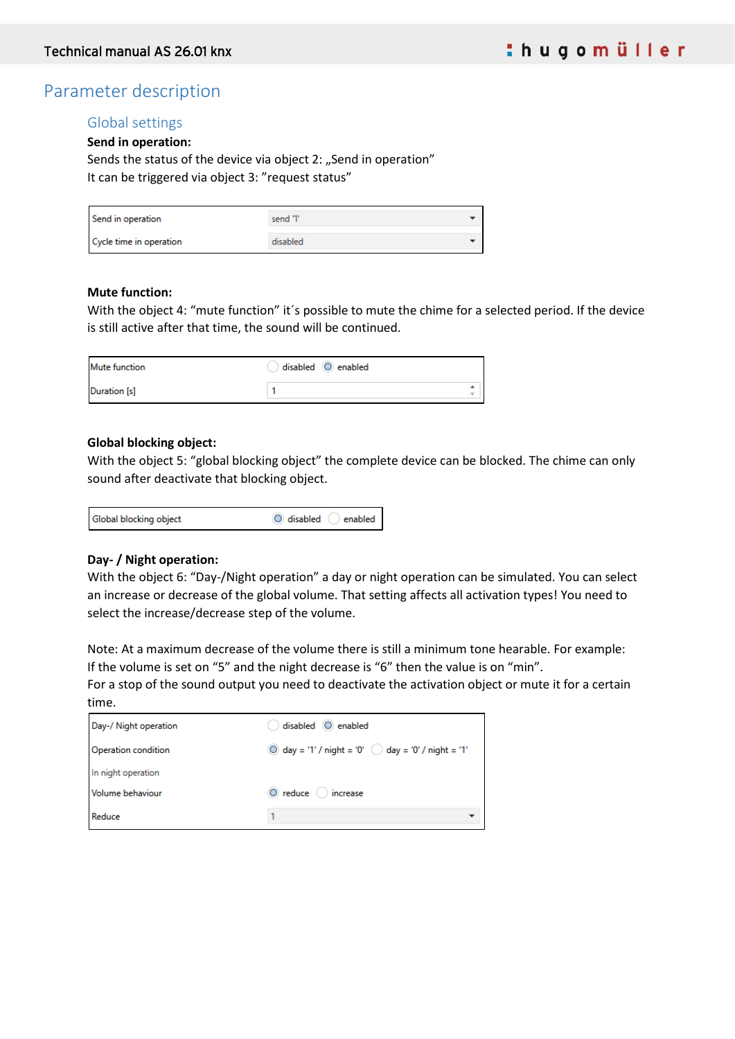# Parameter description

## Global settings

**Send in operation:**

Sends the status of the device via object 2: „Send in operation"
It can be triggered via object 3: "request status"

| | |
|---|---|
| Send in operation | send '1' |
| Cycle time in operation | disabled |

**Mute function:**

With the object 4: "mute function" it´s possible to mute the chime for a selected period. If the device is still active after that time, the sound will be continued.

| | |
|---|---|
| Mute function | disabled / enabled (selected) |
| Duration [s] | 1 |

**Global blocking object:**

With the object 5: "global blocking object" the complete device can be blocked. The chime can only sound after deactivate that blocking object.

| | |
|---|---|
| Global blocking object | disabled (selected) / enabled |

**Day- / Night operation:**

With the object 6: "Day-/Night operation" a day or night operation can be simulated. You can select an increase or decrease of the global volume. That setting affects all activation types! You need to select the increase/decrease step of the volume.

Note: At a maximum decrease of the volume there is still a minimum tone hearable. For example: If the volume is set on "5" and the night decrease is "6" then the value is on "min".
For a stop of the sound output you need to deactivate the activation object or mute it for a certain time.

| | |
|---|---|
| Day-/ Night operation | disabled / enabled (selected) |
| Operation condition | day = '1' / night = '0' (selected) / day = '0' / night = '1' |
| In night operation | |
| Volume behaviour | reduce (selected) / increase |
| Reduce | 1 |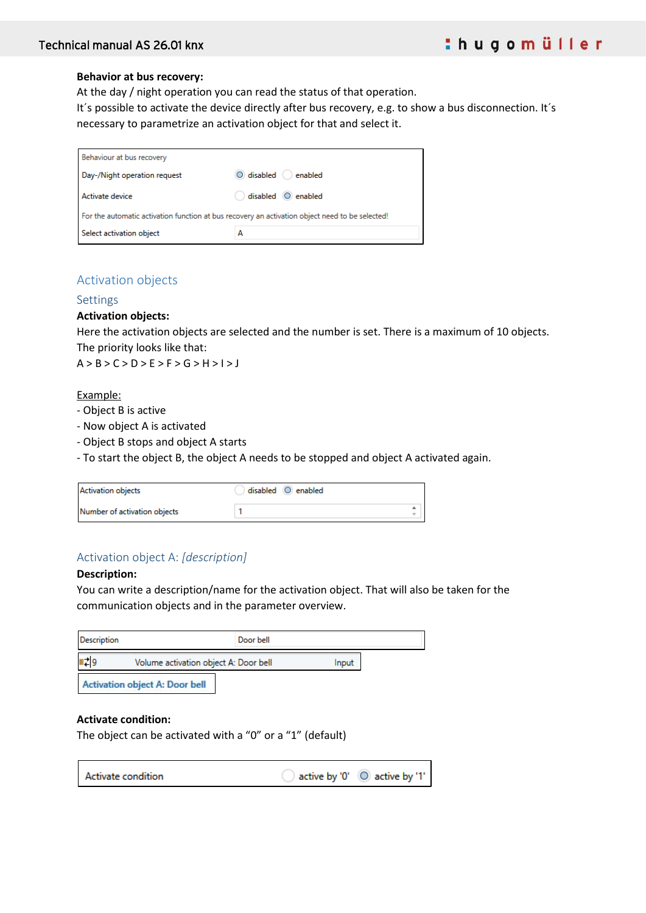**Behavior at bus recovery:**
At the day / night operation you can read the status of that operation.
It´s possible to activate the device directly after bus recovery, e.g. to show a bus disconnection. It´s necessary to parametrize an activation object for that and select it.

| Behaviour at bus recovery | |
|---|---|
| Day-/Night operation request | (●) disabled ( ) enabled |
| Activate device | ( ) disabled (●) enabled |
| For the automatic activation function at bus recovery an activation object need to be selected! | |
| Select activation object | A |

## Activation objects

### Settings

**Activation objects:**
Here the activation objects are selected and the number is set. There is a maximum of 10 objects.
The priority looks like that:
A > B > C > D > E > F > G > H > I > J

Example:
- Object B is active
- Now object A is activated
- Object B stops and object A starts
- To start the object B, the object A needs to be stopped and object A activated again.

| Activation objects | ( ) disabled (●) enabled |
|---|---|
| Number of activation objects | 1 |

### Activation object A: *[description]*

**Description:**
You can write a description/name for the activation object. That will also be taken for the communication objects and in the parameter overview.

| Description | Door bell |
|---|---|

| 9 | Volume activation object A: Door bell | Input |
|---|---|---|

**Activation object A: Door bell**

**Activate condition:**
The object can be activated with a “0” or a “1” (default)

| Activate condition | ( ) active by '0' (●) active by '1' |
|---|---|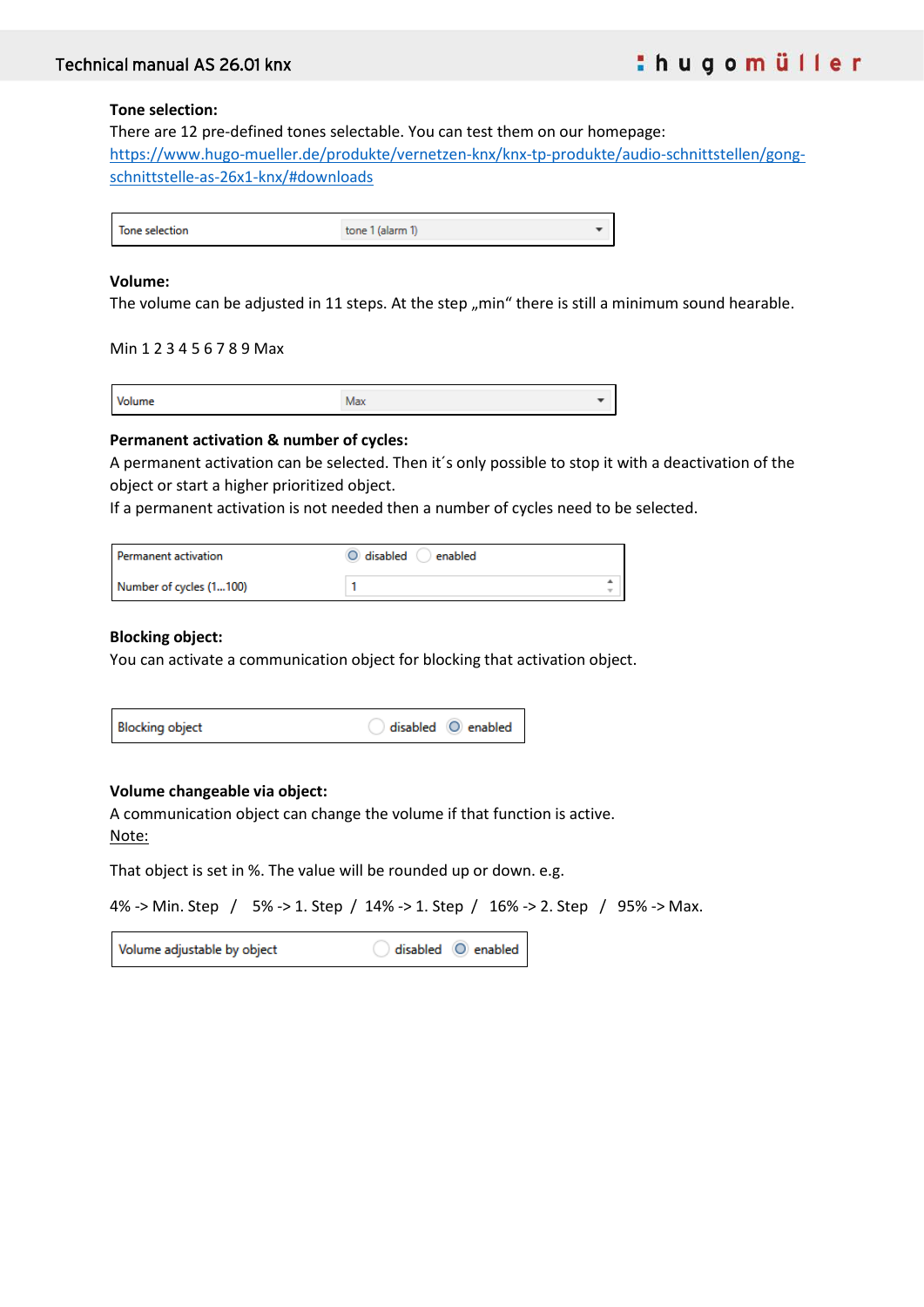**Tone selection:**

There are 12 pre-defined tones selectable. You can test them on our homepage: [https://www.hugo-mueller.de/produkte/vernetzen-knx/knx-tp-produkte/audio-schnittstellen/gong-schnittstelle-as-26x1-knx/#downloads](https://www.hugo-mueller.de/produkte/vernetzen-knx/knx-tp-produkte/audio-schnittstellen/gong-schnittstelle-as-26x1-knx/#downloads)

| Tone selection | tone 1 (alarm 1) |
|---|---|

**Volume:**

The volume can be adjusted in 11 steps. At the step „min“ there is still a minimum sound hearable.

Min 1 2 3 4 5 6 7 8 9 Max

| Volume | Max |
|---|---|

**Permanent activation & number of cycles:**

A permanent activation can be selected. Then it´s only possible to stop it with a deactivation of the object or start a higher prioritized object.

If a permanent activation is not needed then a number of cycles need to be selected.

| Permanent activation | ◉ disabled ○ enabled |
|---|---|
| Number of cycles (1...100) | 1 |

**Blocking object:**

You can activate a communication object for blocking that activation object.

| Blocking object | ○ disabled ◉ enabled |
|---|---|

**Volume changeable via object:**

A communication object can change the volume if that function is active.

Note:

That object is set in %. The value will be rounded up or down. e.g.

4% -> Min. Step / 5% -> 1. Step / 14% -> 1. Step / 16% -> 2. Step / 95% -> Max.

| Volume adjustable by object | ○ disabled ◉ enabled |
|---|---|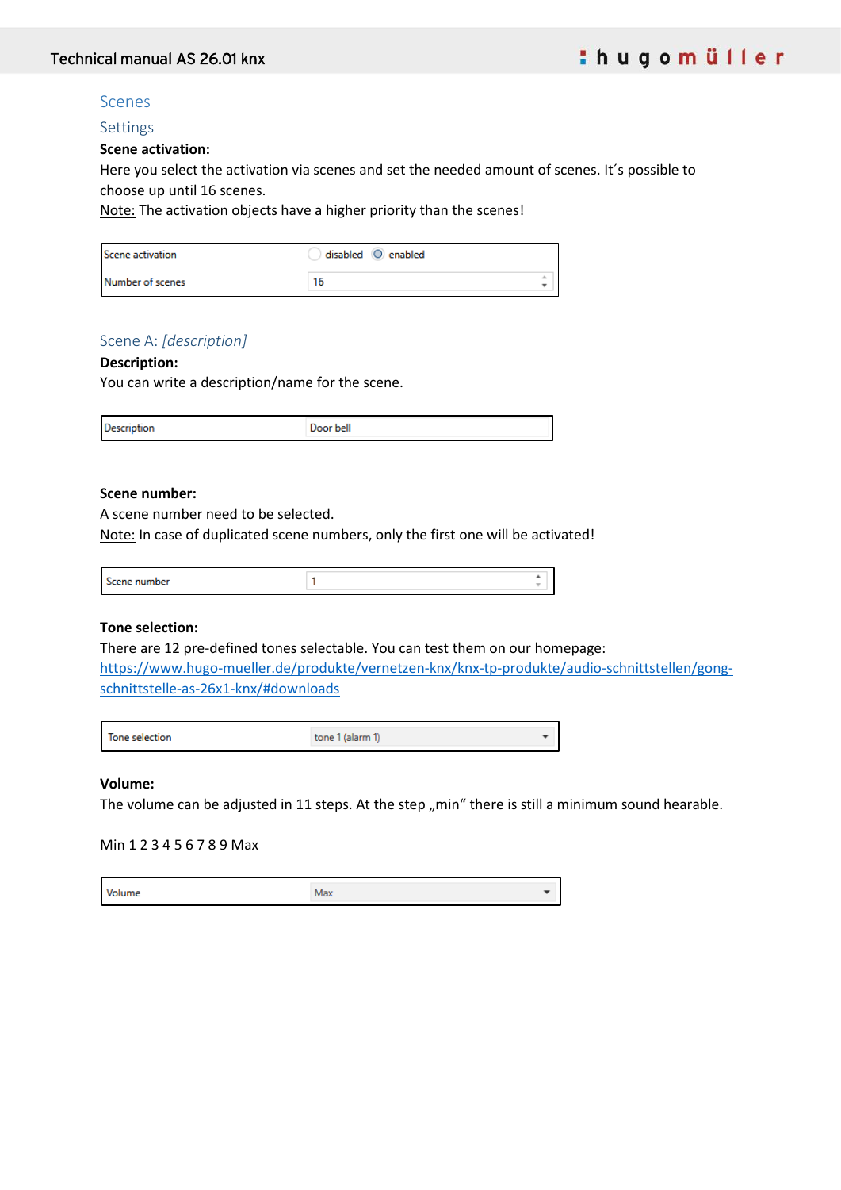## Scenes

### Settings

**Scene activation:**

Here you select the activation via scenes and set the needed amount of scenes. It´s possible to choose up until 16 scenes.

Note: The activation objects have a higher priority than the scenes!

| Scene activation | ○ disabled ◉ enabled |
|---|---|
| Number of scenes | 16 |

### Scene A: *[description]*

**Description:**

You can write a description/name for the scene.

| Description | Door bell |
|---|---|

**Scene number:**

A scene number need to be selected.

Note: In case of duplicated scene numbers, only the first one will be activated!

| Scene number | 1 |
|---|---|

**Tone selection:**

There are 12 pre-defined tones selectable. You can test them on our homepage:
https://www.hugo-mueller.de/produkte/vernetzen-knx/knx-tp-produkte/audio-schnittstellen/gong-schnittstelle-as-26x1-knx/#downloads

| Tone selection | tone 1 (alarm 1) |
|---|---|

**Volume:**

The volume can be adjusted in 11 steps. At the step „min“ there is still a minimum sound hearable.

Min 1 2 3 4 5 6 7 8 9 Max

| Volume | Max |
|---|---|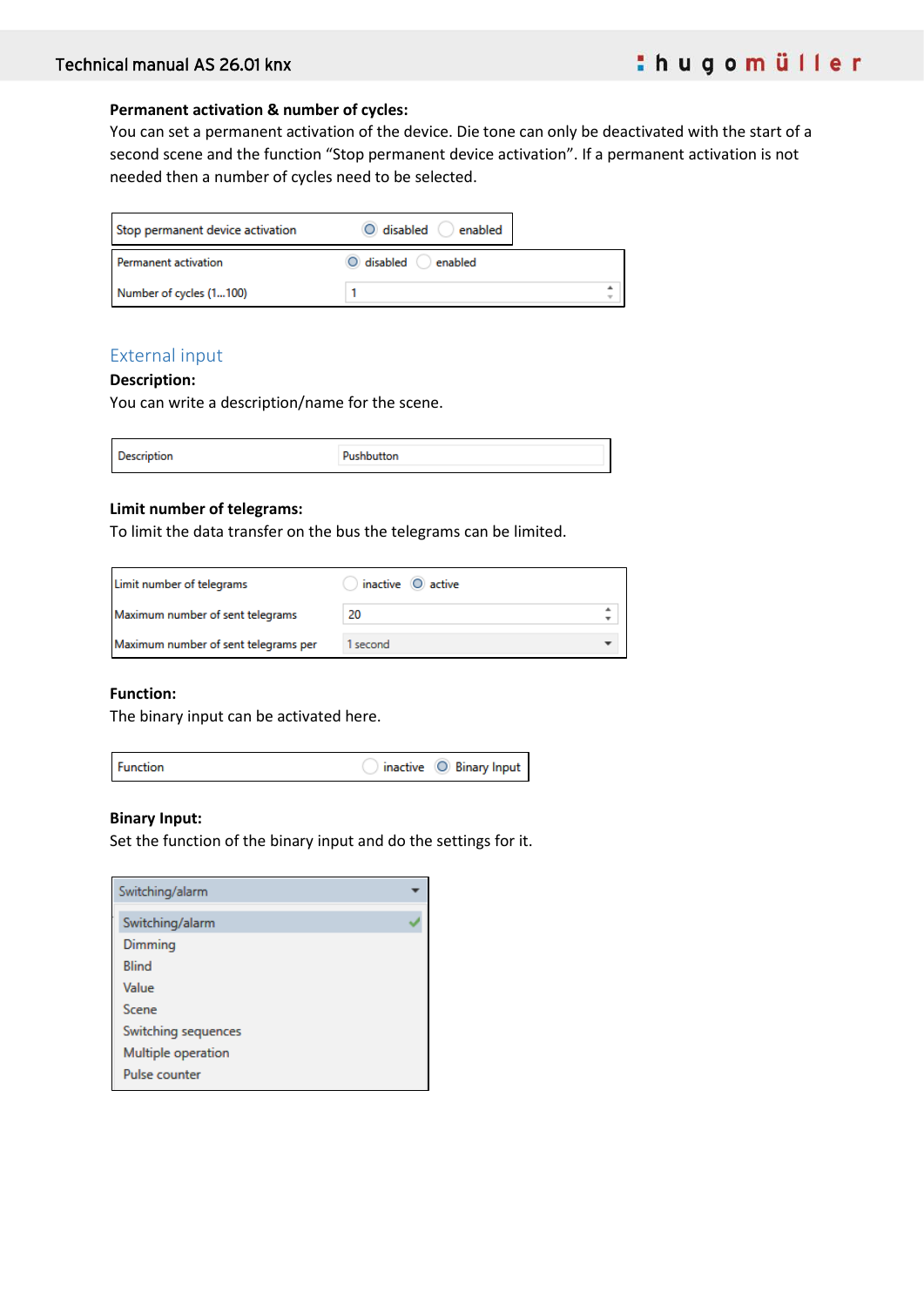**Permanent activation & number of cycles:**
You can set a permanent activation of the device. Die tone can only be deactivated with the start of a second scene and the function “Stop permanent device activation”. If a permanent activation is not needed then a number of cycles need to be selected.

| Stop permanent device activation | ◉ disabled ○ enabled |
|---|---|

| Permanent activation | ◉ disabled ○ enabled |
|---|---|
| Number of cycles (1...100) | 1 |

## External input

**Description:**
You can write a description/name for the scene.

| Description | Pushbutton |
|---|---|

**Limit number of telegrams:**
To limit the data transfer on the bus the telegrams can be limited.

| Limit number of telegrams | ○ inactive ◉ active |
|---|---|
| Maximum number of sent telegrams | 20 |
| Maximum number of sent telegrams per | 1 second |

**Function:**
The binary input can be activated here.

| Function | ○ inactive ◉ Binary Input |
|---|---|

**Binary Input:**
Set the function of the binary input and do the settings for it.

| Switching/alarm |
|---|
| Switching/alarm ✓ |
| Dimming |
| Blind |
| Value |
| Scene |
| Switching sequences |
| Multiple operation |
| Pulse counter |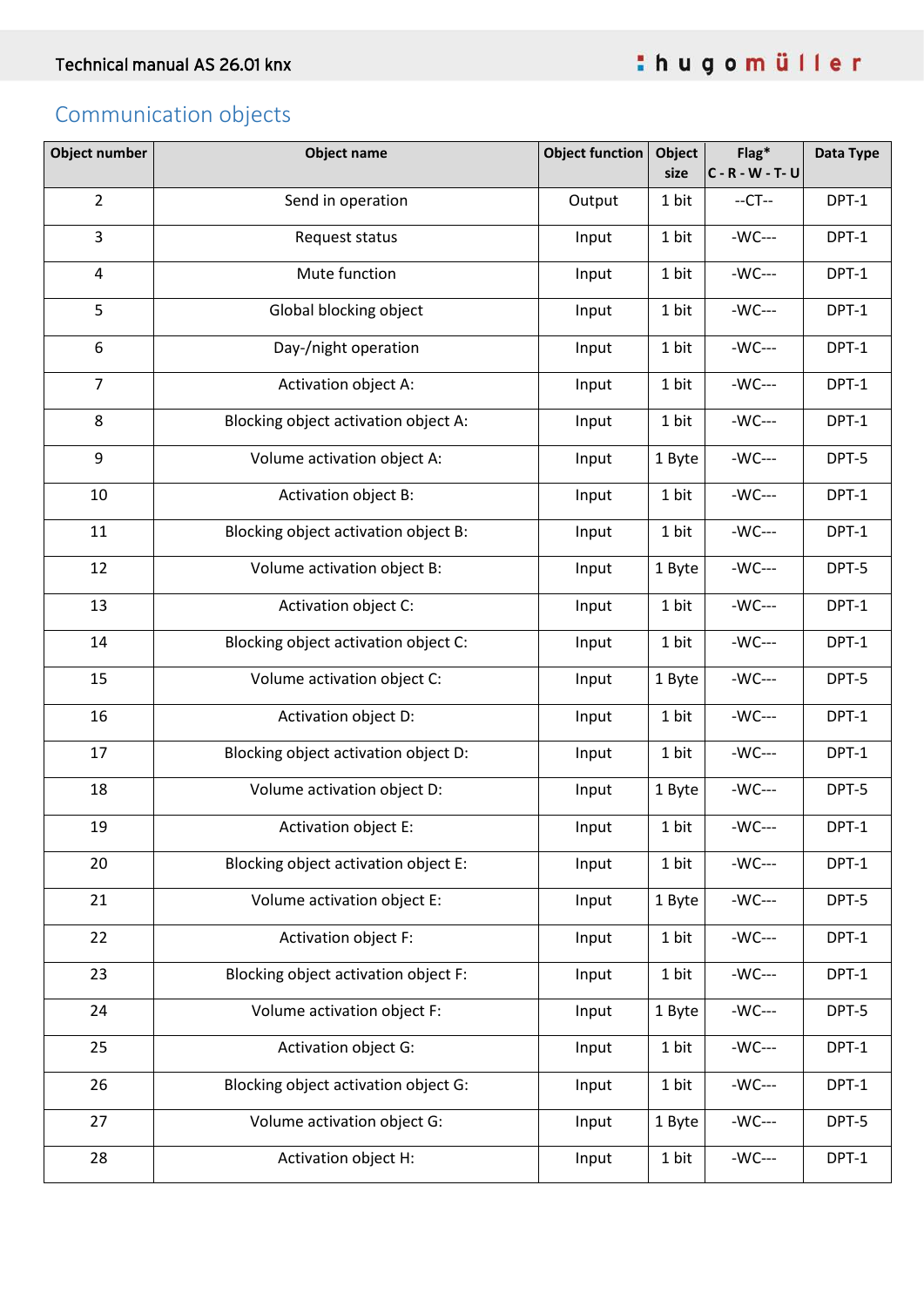## Communication objects

| Object number | Object name | Object function | Object size | Flag* C - R - W - T - U | Data Type |
|---|---|---|---|---|---|
| 2 | Send in operation | Output | 1 bit | --CT-- | DPT-1 |
| 3 | Request status | Input | 1 bit | -WC--- | DPT-1 |
| 4 | Mute function | Input | 1 bit | -WC--- | DPT-1 |
| 5 | Global blocking object | Input | 1 bit | -WC--- | DPT-1 |
| 6 | Day-/night operation | Input | 1 bit | -WC--- | DPT-1 |
| 7 | Activation object A: | Input | 1 bit | -WC--- | DPT-1 |
| 8 | Blocking object activation object A: | Input | 1 bit | -WC--- | DPT-1 |
| 9 | Volume activation object A: | Input | 1 Byte | -WC--- | DPT-5 |
| 10 | Activation object B: | Input | 1 bit | -WC--- | DPT-1 |
| 11 | Blocking object activation object B: | Input | 1 bit | -WC--- | DPT-1 |
| 12 | Volume activation object B: | Input | 1 Byte | -WC--- | DPT-5 |
| 13 | Activation object C: | Input | 1 bit | -WC--- | DPT-1 |
| 14 | Blocking object activation object C: | Input | 1 bit | -WC--- | DPT-1 |
| 15 | Volume activation object C: | Input | 1 Byte | -WC--- | DPT-5 |
| 16 | Activation object D: | Input | 1 bit | -WC--- | DPT-1 |
| 17 | Blocking object activation object D: | Input | 1 bit | -WC--- | DPT-1 |
| 18 | Volume activation object D: | Input | 1 Byte | -WC--- | DPT-5 |
| 19 | Activation object E: | Input | 1 bit | -WC--- | DPT-1 |
| 20 | Blocking object activation object E: | Input | 1 bit | -WC--- | DPT-1 |
| 21 | Volume activation object E: | Input | 1 Byte | -WC--- | DPT-5 |
| 22 | Activation object F: | Input | 1 bit | -WC--- | DPT-1 |
| 23 | Blocking object activation object F: | Input | 1 bit | -WC--- | DPT-1 |
| 24 | Volume activation object F: | Input | 1 Byte | -WC--- | DPT-5 |
| 25 | Activation object G: | Input | 1 bit | -WC--- | DPT-1 |
| 26 | Blocking object activation object G: | Input | 1 bit | -WC--- | DPT-1 |
| 27 | Volume activation object G: | Input | 1 Byte | -WC--- | DPT-5 |
| 28 | Activation object H: | Input | 1 bit | -WC--- | DPT-1 |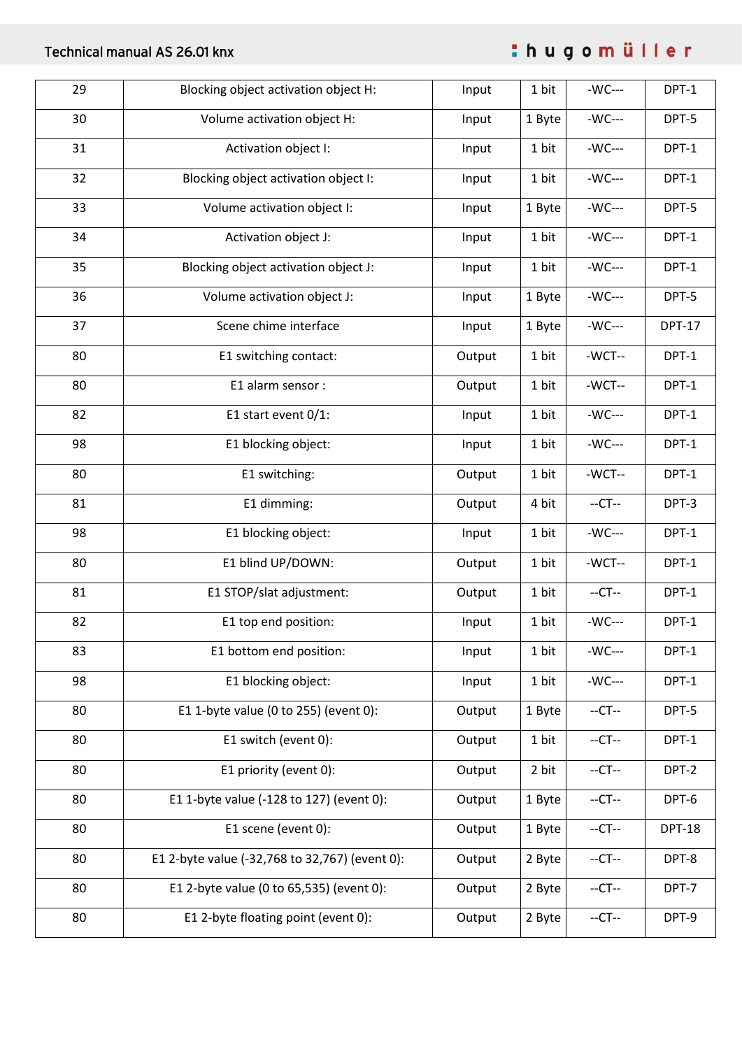| 29 | Blocking object activation object H: | Input | 1 bit | -WC--- | DPT-1 |
|---|---|---|---|---|---|
| 30 | Volume activation object H: | Input | 1 Byte | -WC--- | DPT-5 |
| 31 | Activation object I: | Input | 1 bit | -WC--- | DPT-1 |
| 32 | Blocking object activation object I: | Input | 1 bit | -WC--- | DPT-1 |
| 33 | Volume activation object I: | Input | 1 Byte | -WC--- | DPT-5 |
| 34 | Activation object J: | Input | 1 bit | -WC--- | DPT-1 |
| 35 | Blocking object activation object J: | Input | 1 bit | -WC--- | DPT-1 |
| 36 | Volume activation object J: | Input | 1 Byte | -WC--- | DPT-5 |
| 37 | Scene chime interface | Input | 1 Byte | -WC--- | DPT-17 |
| 80 | E1 switching contact: | Output | 1 bit | -WCT-- | DPT-1 |
| 80 | E1 alarm sensor : | Output | 1 bit | -WCT-- | DPT-1 |
| 82 | E1 start event 0/1: | Input | 1 bit | -WC--- | DPT-1 |
| 98 | E1 blocking object: | Input | 1 bit | -WC--- | DPT-1 |
| 80 | E1 switching: | Output | 1 bit | -WCT-- | DPT-1 |
| 81 | E1 dimming: | Output | 4 bit | --CT-- | DPT-3 |
| 98 | E1 blocking object: | Input | 1 bit | -WC--- | DPT-1 |
| 80 | E1 blind UP/DOWN: | Output | 1 bit | -WCT-- | DPT-1 |
| 81 | E1 STOP/slat adjustment: | Output | 1 bit | --CT-- | DPT-1 |
| 82 | E1 top end position: | Input | 1 bit | -WC--- | DPT-1 |
| 83 | E1 bottom end position: | Input | 1 bit | -WC--- | DPT-1 |
| 98 | E1 blocking object: | Input | 1 bit | -WC--- | DPT-1 |
| 80 | E1 1-byte value (0 to 255) (event 0): | Output | 1 Byte | --CT-- | DPT-5 |
| 80 | E1 switch (event 0): | Output | 1 bit | --CT-- | DPT-1 |
| 80 | E1 priority (event 0): | Output | 2 bit | --CT-- | DPT-2 |
| 80 | E1 1-byte value (-128 to 127) (event 0): | Output | 1 Byte | --CT-- | DPT-6 |
| 80 | E1 scene (event 0): | Output | 1 Byte | --CT-- | DPT-18 |
| 80 | E1 2-byte value (-32,768 to 32,767) (event 0): | Output | 2 Byte | --CT-- | DPT-8 |
| 80 | E1 2-byte value (0 to 65,535) (event 0): | Output | 2 Byte | --CT-- | DPT-7 |
| 80 | E1 2-byte floating point (event 0): | Output | 2 Byte | --CT-- | DPT-9 |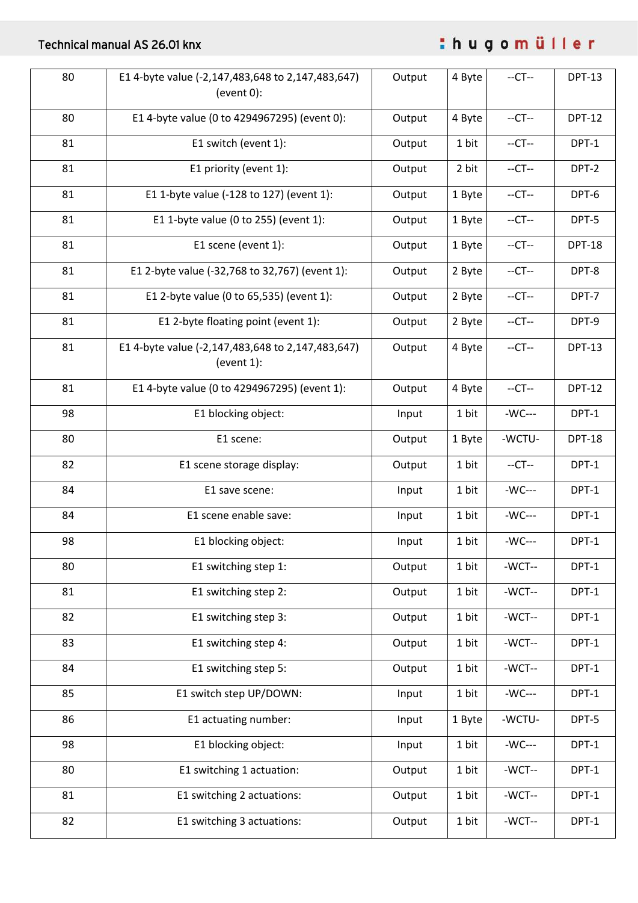| 80 | E1 4-byte value (-2,147,483,648 to 2,147,483,647) (event 0): | Output | 4 Byte | --CT-- | DPT-13 |
|---|---|---|---|---|---|
| 80 | E1 4-byte value (0 to 4294967295) (event 0): | Output | 4 Byte | --CT-- | DPT-12 |
| 81 | E1 switch (event 1): | Output | 1 bit | --CT-- | DPT-1 |
| 81 | E1 priority (event 1): | Output | 2 bit | --CT-- | DPT-2 |
| 81 | E1 1-byte value (-128 to 127) (event 1): | Output | 1 Byte | --CT-- | DPT-6 |
| 81 | E1 1-byte value (0 to 255) (event 1): | Output | 1 Byte | --CT-- | DPT-5 |
| 81 | E1 scene (event 1): | Output | 1 Byte | --CT-- | DPT-18 |
| 81 | E1 2-byte value (-32,768 to 32,767) (event 1): | Output | 2 Byte | --CT-- | DPT-8 |
| 81 | E1 2-byte value (0 to 65,535) (event 1): | Output | 2 Byte | --CT-- | DPT-7 |
| 81 | E1 2-byte floating point (event 1): | Output | 2 Byte | --CT-- | DPT-9 |
| 81 | E1 4-byte value (-2,147,483,648 to 2,147,483,647) (event 1): | Output | 4 Byte | --CT-- | DPT-13 |
| 81 | E1 4-byte value (0 to 4294967295) (event 1): | Output | 4 Byte | --CT-- | DPT-12 |
| 98 | E1 blocking object: | Input | 1 bit | -WC--- | DPT-1 |
| 80 | E1 scene: | Output | 1 Byte | -WCTU- | DPT-18 |
| 82 | E1 scene storage display: | Output | 1 bit | --CT-- | DPT-1 |
| 84 | E1 save scene: | Input | 1 bit | -WC--- | DPT-1 |
| 84 | E1 scene enable save: | Input | 1 bit | -WC--- | DPT-1 |
| 98 | E1 blocking object: | Input | 1 bit | -WC--- | DPT-1 |
| 80 | E1 switching step 1: | Output | 1 bit | -WCT-- | DPT-1 |
| 81 | E1 switching step 2: | Output | 1 bit | -WCT-- | DPT-1 |
| 82 | E1 switching step 3: | Output | 1 bit | -WCT-- | DPT-1 |
| 83 | E1 switching step 4: | Output | 1 bit | -WCT-- | DPT-1 |
| 84 | E1 switching step 5: | Output | 1 bit | -WCT-- | DPT-1 |
| 85 | E1 switch step UP/DOWN: | Input | 1 bit | -WC--- | DPT-1 |
| 86 | E1 actuating number: | Input | 1 Byte | -WCTU- | DPT-5 |
| 98 | E1 blocking object: | Input | 1 bit | -WC--- | DPT-1 |
| 80 | E1 switching 1 actuation: | Output | 1 bit | -WCT-- | DPT-1 |
| 81 | E1 switching 2 actuations: | Output | 1 bit | -WCT-- | DPT-1 |
| 82 | E1 switching 3 actuations: | Output | 1 bit | -WCT-- | DPT-1 |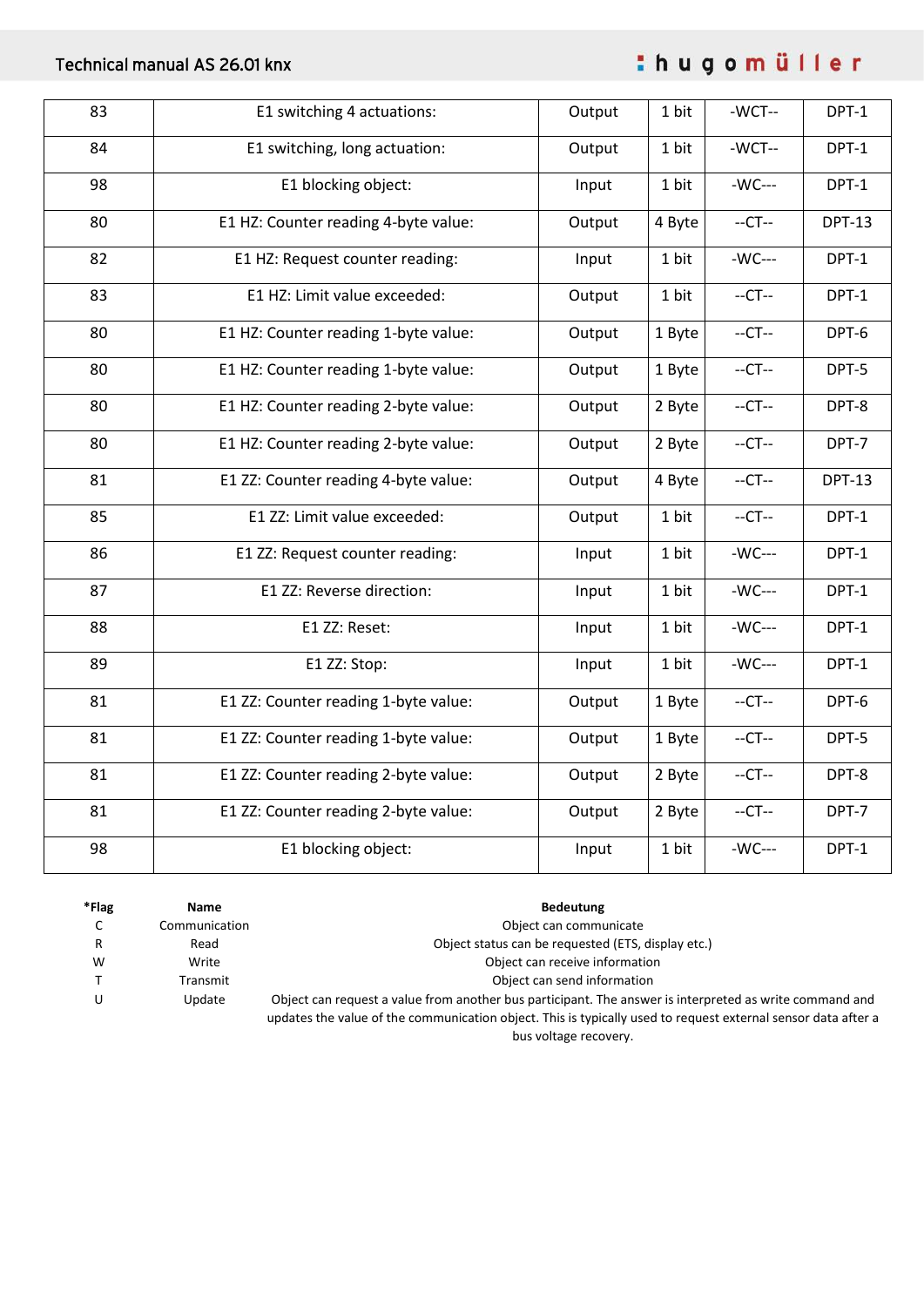| | | | | | |
|---|---|---|---|---|---|
| 83 | E1 switching 4 actuations: | Output | 1 bit | -WCT-- | DPT-1 |
| 84 | E1 switching, long actuation: | Output | 1 bit | -WCT-- | DPT-1 |
| 98 | E1 blocking object: | Input | 1 bit | -WC--- | DPT-1 |
| 80 | E1 HZ: Counter reading 4-byte value: | Output | 4 Byte | --CT-- | DPT-13 |
| 82 | E1 HZ: Request counter reading: | Input | 1 bit | -WC--- | DPT-1 |
| 83 | E1 HZ: Limit value exceeded: | Output | 1 bit | --CT-- | DPT-1 |
| 80 | E1 HZ: Counter reading 1-byte value: | Output | 1 Byte | --CT-- | DPT-6 |
| 80 | E1 HZ: Counter reading 1-byte value: | Output | 1 Byte | --CT-- | DPT-5 |
| 80 | E1 HZ: Counter reading 2-byte value: | Output | 2 Byte | --CT-- | DPT-8 |
| 80 | E1 HZ: Counter reading 2-byte value: | Output | 2 Byte | --CT-- | DPT-7 |
| 81 | E1 ZZ: Counter reading 4-byte value: | Output | 4 Byte | --CT-- | DPT-13 |
| 85 | E1 ZZ: Limit value exceeded: | Output | 1 bit | --CT-- | DPT-1 |
| 86 | E1 ZZ: Request counter reading: | Input | 1 bit | -WC--- | DPT-1 |
| 87 | E1 ZZ: Reverse direction: | Input | 1 bit | -WC--- | DPT-1 |
| 88 | E1 ZZ: Reset: | Input | 1 bit | -WC--- | DPT-1 |
| 89 | E1 ZZ: Stop: | Input | 1 bit | -WC--- | DPT-1 |
| 81 | E1 ZZ: Counter reading 1-byte value: | Output | 1 Byte | --CT-- | DPT-6 |
| 81 | E1 ZZ: Counter reading 1-byte value: | Output | 1 Byte | --CT-- | DPT-5 |
| 81 | E1 ZZ: Counter reading 2-byte value: | Output | 2 Byte | --CT-- | DPT-8 |
| 81 | E1 ZZ: Counter reading 2-byte value: | Output | 2 Byte | --CT-- | DPT-7 |
| 98 | E1 blocking object: | Input | 1 bit | -WC--- | DPT-1 |

| *Flag | Name | Bedeutung |
|---|---|---|
| C | Communication | Object can communicate |
| R | Read | Object status can be requested (ETS, display etc.) |
| W | Write | Object can receive information |
| T | Transmit | Object can send information |
| U | Update | Object can request a value from another bus participant. The answer is interpreted as write command and updates the value of the communication object. This is typically used to request external sensor data after a bus voltage recovery. |